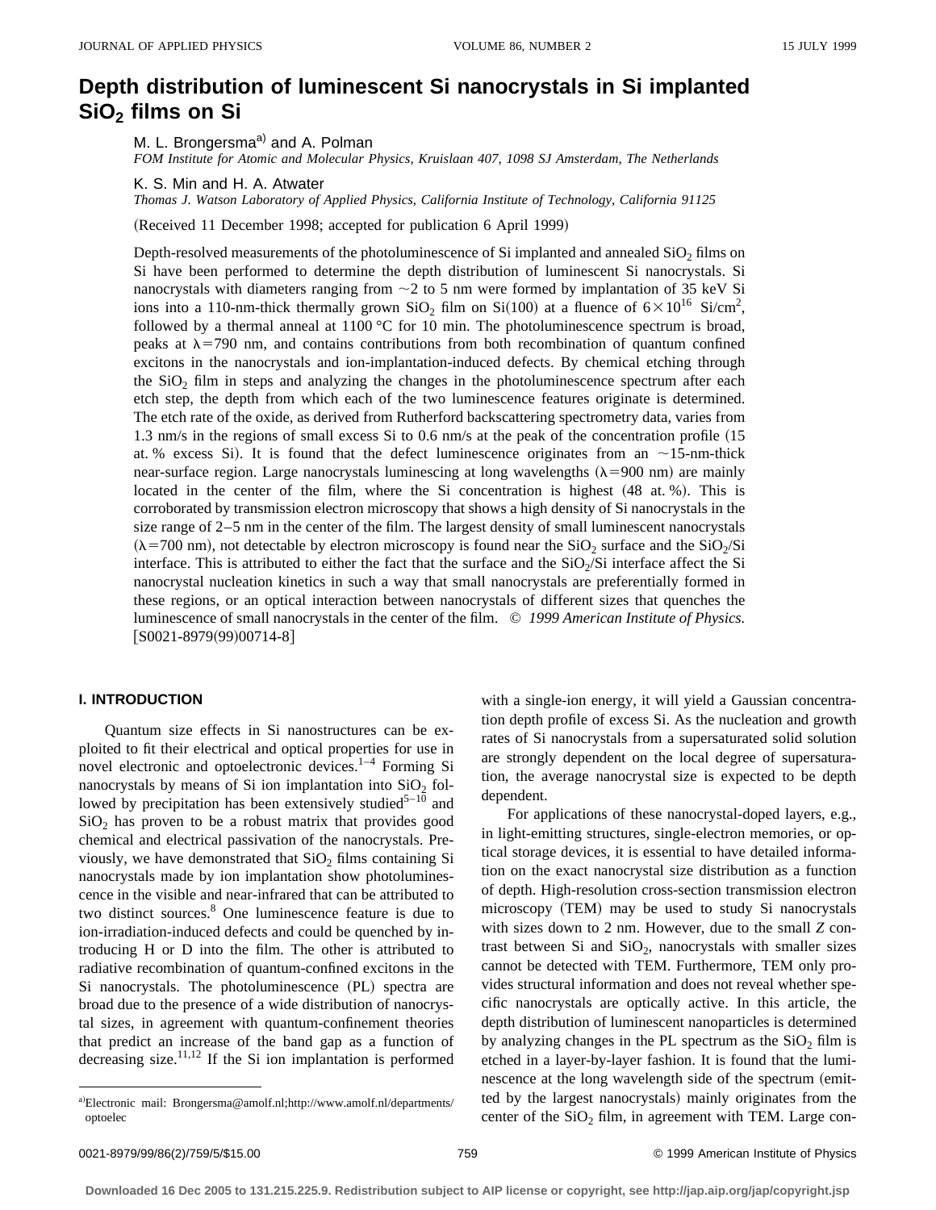# Depth distribution of luminescent Si nanocrystals in Si implanted $SiO_2$ films on Si

M. L. Brongersma[a] and A. Polman

*FOM Institute for Atomic and Molecular Physics, Kruislaan 407, 1098 SJ Amsterdam, The Netherlands*

K. S. Min and H. A. Atwater

*Thomas J. Watson Laboratory of Applied Physics, California Institute of Technology, California 91125*

(Received 11 December 1998; accepted for publication 6 April 1999)

Depth-resolved measurements of the photoluminescence of Si implanted and annealed $SiO_2$ films on Si have been performed to determine the depth distribution of luminescent Si nanocrystals. Si nanocrystals with diameters ranging from ~2 to 5 nm were formed by implantation of 35 keV Si ions into a 110-nm-thick thermally grown $SiO_2$ film on Si(100) at a fluence of $6\times10^{16}$ Si/cm$^2$, followed by a thermal anneal at 1100 °C for 10 min. The photoluminescence spectrum is broad, peaks at $\lambda=790$ nm, and contains contributions from both recombination of quantum confined excitons in the nanocrystals and ion-implantation-induced defects. By chemical etching through the $SiO_2$ film in steps and analyzing the changes in the photoluminescence spectrum after each etch step, the depth from which each of the two luminescence features originate is determined. The etch rate of the oxide, as derived from Rutherford backscattering spectrometry data, varies from 1.3 nm/s in the regions of small excess Si to 0.6 nm/s at the peak of the concentration profile (15 at. % excess Si). It is found that the defect luminescence originates from an ~15-nm-thick near-surface region. Large nanocrystals luminescing at long wavelengths ($\lambda=900$ nm) are mainly located in the center of the film, where the Si concentration is highest (48 at. %). This is corroborated by transmission electron microscopy that shows a high density of Si nanocrystals in the size range of 2–5 nm in the center of the film. The largest density of small luminescent nanocrystals ($\lambda=700$ nm), not detectable by electron microscopy is found near the $SiO_2$ surface and the $SiO_2$/Si interface. This is attributed to either the fact that the surface and the $SiO_2$/Si interface affect the Si nanocrystal nucleation kinetics in such a way that small nanocrystals are preferentially formed in these regions, or an optical interaction between nanocrystals of different sizes that quenches the luminescence of small nanocrystals in the center of the film. © *1999 American Institute of Physics.* [S0021-8979(99)00714-8]

## I. INTRODUCTION

Quantum size effects in Si nanostructures can be exploited to fit their electrical and optical properties for use in novel electronic and optoelectronic devices.[1–4] Forming Si nanocrystals by means of Si ion implantation into $SiO_2$ followed by precipitation has been extensively studied[5–10] and $SiO_2$ has proven to be a robust matrix that provides good chemical and electrical passivation of the nanocrystals. Previously, we have demonstrated that $SiO_2$ films containing Si nanocrystals made by ion implantation show photoluminescence in the visible and near-infrared that can be attributed to two distinct sources.[8] One luminescence feature is due to ion-irradiation-induced defects and could be quenched by introducing H or D into the film. The other is attributed to radiative recombination of quantum-confined excitons in the Si nanocrystals. The photoluminescence (PL) spectra are broad due to the presence of a wide distribution of nanocrystal sizes, in agreement with quantum-confinement theories that predict an increase of the band gap as a function of decreasing size.[11,12] If the Si ion implantation is performed with a single-ion energy, it will yield a Gaussian concentration depth profile of excess Si. As the nucleation and growth rates of Si nanocrystals from a supersaturated solid solution are strongly dependent on the local degree of supersaturation, the average nanocrystal size is expected to be depth dependent.

For applications of these nanocrystal-doped layers, e.g., in light-emitting structures, single-electron memories, or optical storage devices, it is essential to have detailed information on the exact nanocrystal size distribution as a function of depth. High-resolution cross-section transmission electron microscopy (TEM) may be used to study Si nanocrystals with sizes down to 2 nm. However, due to the small *Z* contrast between Si and $SiO_2$, nanocrystals with smaller sizes cannot be detected with TEM. Furthermore, TEM only provides structural information and does not reveal whether specific nanocrystals are optically active. In this article, the depth distribution of luminescent nanoparticles is determined by analyzing changes in the PL spectrum as the $SiO_2$ film is etched in a layer-by-layer fashion. It is found that the luminescence at the long wavelength side of the spectrum (emitted by the largest nanocrystals) mainly originates from the center of the $SiO_2$ film, in agreement with TEM. Large con-

[a] Electronic mail: Brongersma@amolf.nl;http://www.amolf.nl/departments/optoelec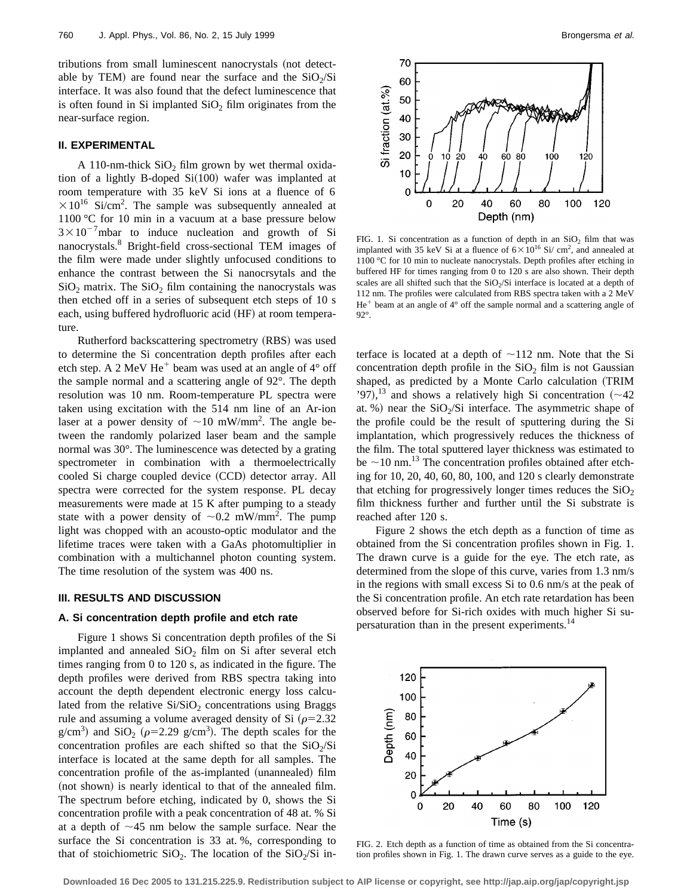tributions from small luminescent nanocrystals (not detectable by TEM) are found near the surface and the $SiO_2$/Si interface. It was also found that the defect luminescence that is often found in Si implanted $SiO_2$ film originates from the near-surface region.

## II. EXPERIMENTAL

A 110-nm-thick $SiO_2$ film grown by wet thermal oxidation of a lightly B-doped Si(100) wafer was implanted at room temperature with 35 keV Si ions at a fluence of $6 \times 10^{16}$ Si/cm$^2$. The sample was subsequently annealed at 1100 °C for 10 min in a vacuum at a base pressure below $3 \times 10^{-7}$mbar to induce nucleation and growth of Si nanocrystals.[8] Bright-field cross-sectional TEM images of the film were made under slightly unfocused conditions to enhance the contrast between the Si nanocrsytals and the $SiO_2$ matrix. The $SiO_2$ film containing the nanocrystals was then etched off in a series of subsequent etch steps of 10 s each, using buffered hydrofluoric acid (HF) at room temperature.

Rutherford backscattering spectrometry (RBS) was used to determine the Si concentration depth profiles after each etch step. A 2 MeV $He^+$ beam was used at an angle of 4° off the sample normal and a scattering angle of 92°. The depth resolution was 10 nm. Room-temperature PL spectra were taken using excitation with the 514 nm line of an Ar-ion laser at a power density of ~10 mW/mm$^2$. The angle between the randomly polarized laser beam and the sample normal was 30°. The luminescence was detected by a grating spectrometer in combination with a thermoelectrically cooled Si charge coupled device (CCD) detector array. All spectra were corrected for the system response. PL decay measurements were made at 15 K after pumping to a steady state with a power density of ~0.2 mW/mm$^2$. The pump light was chopped with an acousto-optic modulator and the lifetime traces were taken with a GaAs photomultiplier in combination with a multichannel photon counting system. The time resolution of the system was 400 ns.

## III. RESULTS AND DISCUSSION

### A. Si concentration depth profile and etch rate

Figure 1 shows Si concentration depth profiles of the Si implanted and annealed $SiO_2$ film on Si after several etch times ranging from 0 to 120 s, as indicated in the figure. The depth profiles were derived from RBS spectra taking into account the depth dependent electronic energy loss calculated from the relative Si/$SiO_2$ concentrations using Braggs rule and assuming a volume averaged density of Si ($\rho$=2.32 g/cm$^3$) and $SiO_2$ ($\rho$=2.29 g/cm$^3$). The depth scales for the concentration profiles are each shifted so that the $SiO_2$/Si interface is located at the same depth for all samples. The concentration profile of the as-implanted (unannealed) film (not shown) is nearly identical to that of the annealed film. The spectrum before etching, indicated by 0, shows the Si concentration profile with a peak concentration of 48 at. % Si at a depth of ~45 nm below the sample surface. Near the surface the Si concentration is 33 at. %, corresponding to that of stoichiometric $SiO_2$. The location of the $SiO_2$/Si interface is located at a depth of ~112 nm. Note that the Si concentration depth profile in the $SiO_2$ film is not Gaussian shaped, as predicted by a Monte Carlo calculation (TRIM '97),[13] and shows a relatively high Si concentration (~42 at. %) near the $SiO_2$/Si interface. The asymmetric shape of the profile could be the result of sputtering during the Si implantation, which progressively reduces the thickness of the film. The total sputtered layer thickness was estimated to be ~10 nm.[13] The concentration profiles obtained after etching for 10, 20, 40, 60, 80, 100, and 120 s clearly demonstrate that etching for progressively longer times reduces the $SiO_2$ film thickness further and further until the Si substrate is reached after 120 s.

FIG. 1. Si concentration as a function of depth in an $SiO_2$ film that was implanted with 35 keV Si at a fluence of $6 \times 10^{16}$ Si/ cm$^2$, and annealed at 1100 °C for 10 min to nucleate nanocrystals. Depth profiles after etching in buffered HF for times ranging from 0 to 120 s are also shown. Their depth scales are all shifted such that the $SiO_2$/Si interface is located at a depth of 112 nm. The profiles were calculated from RBS spectra taken with a 2 MeV $He^+$ beam at an angle of 4° off the sample normal and a scattering angle of 92°.

Figure 2 shows the etch depth as a function of time as obtained from the Si concentration profiles shown in Fig. 1. The drawn curve is a guide for the eye. The etch rate, as determined from the slope of this curve, varies from 1.3 nm/s in the regions with small excess Si to 0.6 nm/s at the peak of the Si concentration profile. An etch rate retardation has been observed before for Si-rich oxides with much higher Si supersaturation than in the present experiments.[14]

FIG. 2. Etch depth as a function of time as obtained from the Si concentration profiles shown in Fig. 1. The drawn curve serves as a guide to the eye.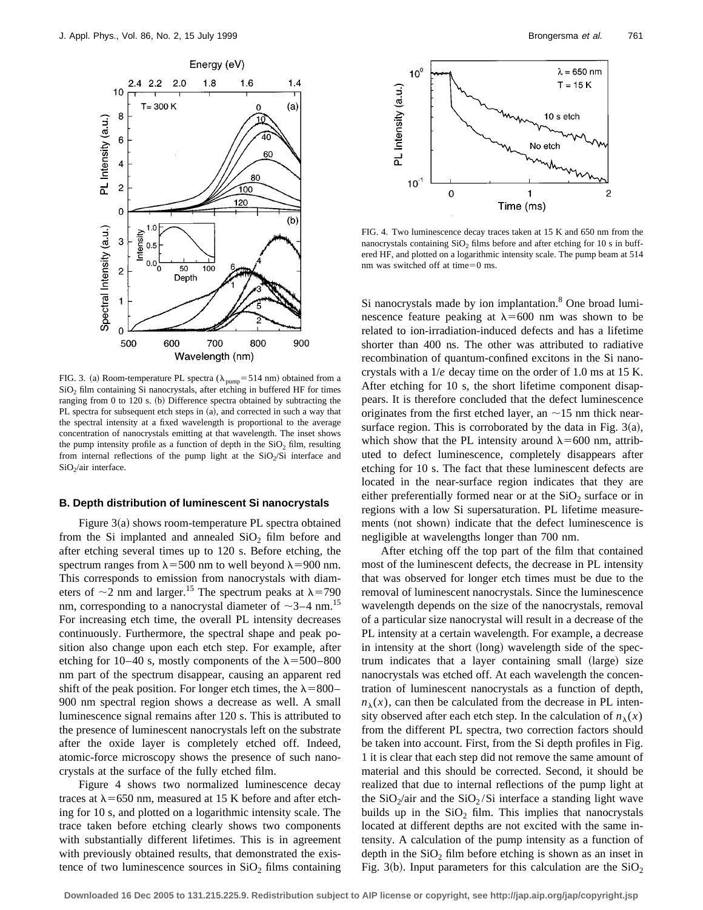FIG. 3. (a) Room-temperature PL spectra ($\lambda_{pump}=514$ nm) obtained from a $SiO_2$ film containing Si nanocrystals, after etching in buffered HF for times ranging from 0 to 120 s. (b) Difference spectra obtained by subtracting the PL spectra for subsequent etch steps in (a), and corrected in such a way that the spectral intensity at a fixed wavelength is proportional to the average concentration of nanocrystals emitting at that wavelength. The inset shows the pump intensity profile as a function of depth in the $SiO_2$ film, resulting from internal reflections of the pump light at the $SiO_2$/Si interface and $SiO_2$/air interface.

### B. Depth distribution of luminescent Si nanocrystals

Figure 3(a) shows room-temperature PL spectra obtained from the Si implanted and annealed $SiO_2$ film before and after etching several times up to 120 s. Before etching, the spectrum ranges from $\lambda=500$ nm to well beyond $\lambda=900$ nm. This corresponds to emission from nanocrystals with diameters of ~2 nm and larger.[15] The spectrum peaks at $\lambda=790$ nm, corresponding to a nanocrystal diameter of ~3–4 nm.[15] For increasing etch time, the overall PL intensity decreases continuously. Furthermore, the spectral shape and peak position also change upon each etch step. For example, after etching for 10–40 s, mostly components of the $\lambda=500$–800 nm part of the spectrum disappear, causing an apparent red shift of the peak position. For longer etch times, the $\lambda=800$–900 nm spectral region shows a decrease as well. A small luminescence signal remains after 120 s. This is attributed to the presence of luminescent nanocrystals left on the substrate after the oxide layer is completely etched off. Indeed, atomic-force microscopy shows the presence of such nanocrystals at the surface of the fully etched film.

Figure 4 shows two normalized luminescence decay traces at $\lambda=650$ nm, measured at 15 K before and after etching for 10 s, and plotted on a logarithmic intensity scale. The trace taken before etching clearly shows two components with substantially different lifetimes. This is in agreement with previously obtained results, that demonstrated the existence of two luminescence sources in $SiO_2$ films containing Si nanocrystals made by ion implantation.[8] One broad luminescence feature peaking at $\lambda=600$ nm was shown to be related to ion-irradiation-induced defects and has a lifetime shorter than 400 ns. The other was attributed to radiative recombination of quantum-confined excitons in the Si nanocrystals with a $1/e$ decay time on the order of 1.0 ms at 15 K. After etching for 10 s, the short lifetime component disappears. It is therefore concluded that the defect luminescence originates from the first etched layer, an ~15 nm thick near-surface region. This is corroborated by the data in Fig. 3(a), which show that the PL intensity around $\lambda=600$ nm, attributed to defect luminescence, completely disappears after etching for 10 s. The fact that these luminescent defects are located in the near-surface region indicates that they are either preferentially formed near or at the $SiO_2$ surface or in regions with a low Si supersaturation. PL lifetime measurements (not shown) indicate that the defect luminescence is negligible at wavelengths longer than 700 nm.

FIG. 4. Two luminescence decay traces taken at 15 K and 650 nm from the nanocrystals containing $SiO_2$ films before and after etching for 10 s in buffered HF, and plotted on a logarithmic intensity scale. The pump beam at 514 nm was switched off at time=0 ms.

After etching off the top part of the film that contained most of the luminescent defects, the decrease in PL intensity that was observed for longer etch times must be due to the removal of luminescent nanocrystals. Since the luminescence wavelength depends on the size of the nanocrystals, removal of a particular size nanocrystal will result in a decrease of the PL intensity at a certain wavelength. For example, a decrease in intensity at the short (long) wavelength side of the spectrum indicates that a layer containing small (large) size nanocrystals was etched off. At each wavelength the concentration of luminescent nanocrystals as a function of depth, $n_\lambda(x)$, can then be calculated from the decrease in PL intensity observed after each etch step. In the calculation of $n_\lambda(x)$ from the different PL spectra, two correction factors should be taken into account. First, from the Si depth profiles in Fig. 1 it is clear that each step did not remove the same amount of material and this should be corrected. Second, it should be realized that due to internal reflections of the pump light at the $SiO_2$/air and the $SiO_2$/Si interface a standing light wave builds up in the $SiO_2$ film. This implies that nanocrystals located at different depths are not excited with the same intensity. A calculation of the pump intensity as a function of depth in the $SiO_2$ film before etching is shown as an inset in Fig. 3(b). Input parameters for this calculation are the $SiO_2$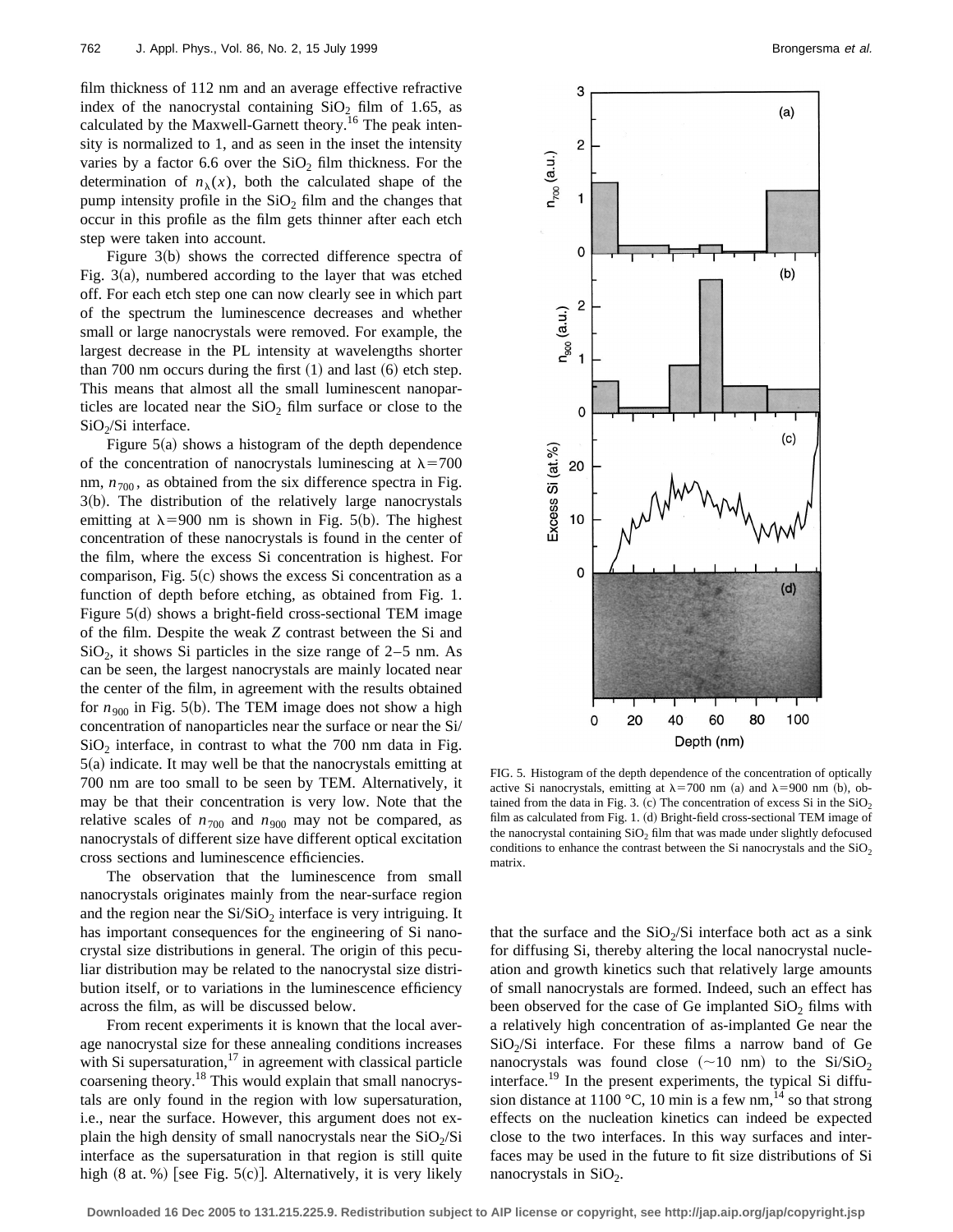film thickness of 112 nm and an average effective refractive index of the nanocrystal containing $SiO_2$ film of 1.65, as calculated by the Maxwell-Garnett theory.[16] The peak intensity is normalized to 1, and as seen in the inset the intensity varies by a factor 6.6 over the $SiO_2$ film thickness. For the determination of $n_\lambda(x)$, both the calculated shape of the pump intensity profile in the $SiO_2$ film and the changes that occur in this profile as the film gets thinner after each etch step were taken into account.

Figure 3(b) shows the corrected difference spectra of Fig. 3(a), numbered according to the layer that was etched off. For each etch step one can now clearly see in which part of the spectrum the luminescence decreases and whether small or large nanocrystals were removed. For example, the largest decrease in the PL intensity at wavelengths shorter than 700 nm occurs during the first (1) and last (6) etch step. This means that almost all the small luminescent nanoparticles are located near the $SiO_2$ film surface or close to the $SiO_2$/Si interface.

Figure 5(a) shows a histogram of the depth dependence of the concentration of nanocrystals luminescing at $\lambda=700$ nm, $n_{700}$, as obtained from the six difference spectra in Fig. 3(b). The distribution of the relatively large nanocrystals emitting at $\lambda=900$ nm is shown in Fig. 5(b). The highest concentration of these nanocrystals is found in the center of the film, where the excess Si concentration is highest. For comparison, Fig. 5(c) shows the excess Si concentration as a function of depth before etching, as obtained from Fig. 1. Figure 5(d) shows a bright-field cross-sectional TEM image of the film. Despite the weak *Z* contrast between the Si and $SiO_2$, it shows Si particles in the size range of 2–5 nm. As can be seen, the largest nanocrystals are mainly located near the center of the film, in agreement with the results obtained for $n_{900}$ in Fig. 5(b). The TEM image does not show a high concentration of nanoparticles near the surface or near the Si/$SiO_2$ interface, in contrast to what the 700 nm data in Fig. 5(a) indicate. It may well be that the nanocrystals emitting at 700 nm are too small to be seen by TEM. Alternatively, it may be that their concentration is very low. Note that the relative scales of $n_{700}$ and $n_{900}$ may not be compared, as nanocrystals of different size have different optical excitation cross sections and luminescence efficiencies.

The observation that the luminescence from small nanocrystals originates mainly from the near-surface region and the region near the Si/$SiO_2$ interface is very intriguing. It has important consequences for the engineering of Si nanocrystal size distributions in general. The origin of this peculiar distribution may be related to the nanocrystal size distribution itself, or to variations in the luminescence efficiency across the film, as will be discussed below.

From recent experiments it is known that the local average nanocrystal size for these annealing conditions increases with Si supersaturation,[17] in agreement with classical particle coarsening theory.[18] This would explain that small nanocrystals are only found in the region with low supersaturation, i.e., near the surface. However, this argument does not explain the high density of small nanocrystals near the $SiO_2$/Si interface as the supersaturation in that region is still quite high (8 at. %) [see Fig. 5(c)]. Alternatively, it is very likely that the surface and the $SiO_2$/Si interface both act as a sink for diffusing Si, thereby altering the local nanocrystal nucleation and growth kinetics such that relatively large amounts of small nanocrystals are formed. Indeed, such an effect has been observed for the case of Ge implanted $SiO_2$ films with a relatively high concentration of as-implanted Ge near the $SiO_2$/Si interface. For these films a narrow band of Ge nanocrystals was found close (~10 nm) to the Si/$SiO_2$ interface.[19] In the present experiments, the typical Si diffusion distance at 1100 °C, 10 min is a few nm,[14] so that strong effects on the nucleation kinetics can indeed be expected close to the two interfaces. In this way surfaces and interfaces may be used in the future to fit size distributions of Si nanocrystals in $SiO_2$.

FIG. 5. Histogram of the depth dependence of the concentration of optically active Si nanocrystals, emitting at $\lambda=700$ nm (a) and $\lambda=900$ nm (b), obtained from the data in Fig. 3. (c) The concentration of excess Si in the $SiO_2$ film as calculated from Fig. 1. (d) Bright-field cross-sectional TEM image of the nanocrystal containing $SiO_2$ film that was made under slightly defocused conditions to enhance the contrast between the Si nanocrystals and the $SiO_2$ matrix.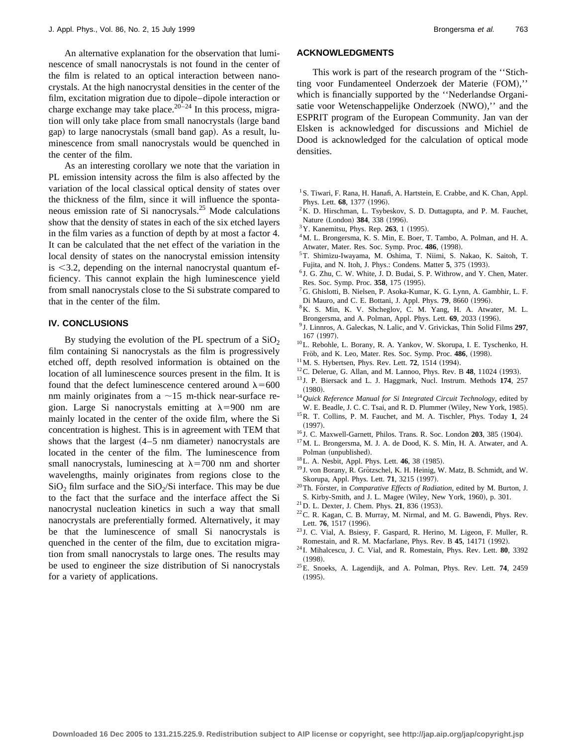An alternative explanation for the observation that luminescence of small nanocrystals is not found in the center of the film is related to an optical interaction between nanocrystals. At the high nanocrystal densities in the center of the film, excitation migration due to dipole–dipole interaction or charge exchange may take place.[20–24] In this process, migration will only take place from small nanocrystals (large band gap) to large nanocrystals (small band gap). As a result, luminescence from small nanocrystals would be quenched in the center of the film.

As an interesting corollary we note that the variation in PL emission intensity across the film is also affected by the variation of the local classical optical density of states over the thickness of the film, since it will influence the spontaneous emission rate of Si nanocrysals.[25] Mode calculations show that the density of states in each of the six etched layers in the film varies as a function of depth by at most a factor 4. It can be calculated that the net effect of the variation in the local density of states on the nanocrystal emission intensity is $<3.2$, depending on the internal nanocrystal quantum efficiency. This cannot explain the high luminescence yield from small nanocrystals close to the Si substrate compared to that in the center of the film.

## IV. CONCLUSIONS

By studying the evolution of the PL spectrum of a $SiO_2$ film containing Si nanocrystals as the film is progressively etched off, depth resolved information is obtained on the location of all luminescence sources present in the film. It is found that the defect luminescence centered around $\lambda=600$ nm mainly originates from a $\sim15$ m-thick near-surface region. Large Si nanocrystals emitting at $\lambda=900$ nm are mainly located in the center of the oxide film, where the Si concentration is highest. This is in agreement with TEM that shows that the largest (4–5 nm diameter) nanocrystals are located in the center of the film. The luminescence from small nanocrystals, luminescing at $\lambda=700$ nm and shorter wavelengths, mainly originates from regions close to the $SiO_2$ film surface and the $SiO_2$/Si interface. This may be due to the fact that the surface and the interface affect the Si nanocrystal nucleation kinetics in such a way that small nanocrystals are preferentially formed. Alternatively, it may be that the luminescence of small Si nanocrystals is quenched in the center of the film, due to excitation migration from small nanocrystals to large ones. The results may be used to engineer the size distribution of Si nanocrystals for a variety of applications.

## ACKNOWLEDGMENTS

This work is part of the research program of the ''Stichting voor Fundamenteel Onderzoek der Materie (FOM),'' which is financially supported by the ''Nederlandse Organisatie voor Wetenschappelijke Onderzoek (NWO),'' and the ESPRIT program of the European Community. Jan van der Elsken is acknowledged for discussions and Michiel de Dood is acknowledged for the calculation of optical mode densities.

[1] S. Tiwari, F. Rana, H. Hanafi, A. Hartstein, E. Crabbe, and K. Chan, Appl. Phys. Lett. **68**, 1377 (1996).
[2] K. D. Hirschman, L. Tsybeskov, S. D. Duttagupta, and P. M. Fauchet, Nature (London) **384**, 338 (1996).
[3] Y. Kanemitsu, Phys. Rep. **263**, 1 (1995).
[4] M. L. Brongersma, K. S. Min, E. Boer, T. Tambo, A. Polman, and H. A. Atwater, Mater. Res. Soc. Symp. Proc. **486**, (1998).
[5] T. Shimizu-Iwayama, M. Oshima, T. Niimi, S. Nakao, K. Saitoh, T. Fujita, and N. Itoh, J. Phys.: Condens. Matter **5**, 375 (1993).
[6] J. G. Zhu, C. W. White, J. D. Budai, S. P. Withrow, and Y. Chen, Mater. Res. Soc. Symp. Proc. **358**, 175 (1995).
[7] G. Ghislotti, B. Nielsen, P. Asoka-Kumar, K. G. Lynn, A. Gambhir, L. F. Di Mauro, and C. E. Bottani, J. Appl. Phys. **79**, 8660 (1996).
[8] K. S. Min, K. V. Shcheglov, C. M. Yang, H. A. Atwater, M. L. Brongersma, and A. Polman, Appl. Phys. Lett. **69**, 2033 (1996).
[9] J. Linnros, A. Galeckas, N. Lalic, and V. Grivickas, Thin Solid Films **297**, 167 (1997).
[10] L. Rebohle, L. Borany, R. A. Yankov, W. Skorupa, I. E. Tyschenko, H. Fröb, and K. Leo, Mater. Res. Soc. Symp. Proc. **486**, (1998).
[11] M. S. Hybertsen, Phys. Rev. Lett. **72**, 1514 (1994).
[12] C. Delerue, G. Allan, and M. Lannoo, Phys. Rev. B **48**, 11024 (1993).
[13] J. P. Biersack and L. J. Haggmark, Nucl. Instrum. Methods **174**, 257 (1980).
[14] *Quick Reference Manual for Si Integrated Circuit Technology*, edited by W. E. Beadle, J. C. C. Tsai, and R. D. Plummer (Wiley, New York, 1985).
[15] R. T. Collins, P. M. Fauchet, and M. A. Tischler, Phys. Today **1**, 24 (1997).
[16] J. C. Maxwell-Garnett, Philos. Trans. R. Soc. London **203**, 385 (1904).
[17] M. L. Brongersma, M. J. A. de Dood, K. S. Min, H. A. Atwater, and A. Polman (unpublished).
[18] L. A. Nesbit, Appl. Phys. Lett. **46**, 38 (1985).
[19] J. von Borany, R. Grötzschel, K. H. Heinig, W. Matz, B. Schmidt, and W. Skorupa, Appl. Phys. Lett. **71**, 3215 (1997).
[20] Th. Förster, in *Comparative Effects of Radiation*, edited by M. Burton, J. S. Kirby-Smith, and J. L. Magee (Wiley, New York, 1960), p. 301.
[21] D. L. Dexter, J. Chem. Phys. **21**, 836 (1953).
[22] C. R. Kagan, C. B. Murray, M. Nirmal, and M. G. Bawendi, Phys. Rev. Lett. **76**, 1517 (1996).
[23] J. C. Vial, A. Bsiesy, F. Gaspard, R. Herino, M. Ligeon, F. Muller, R. Romestain, and R. M. Macfarlane, Phys. Rev. B **45**, 14171 (1992).
[24] I. Mihalcescu, J. C. Vial, and R. Romestain, Phys. Rev. Lett. **80**, 3392 (1998).
[25] E. Snoeks, A. Lagendijk, and A. Polman, Phys. Rev. Lett. **74**, 2459 (1995).